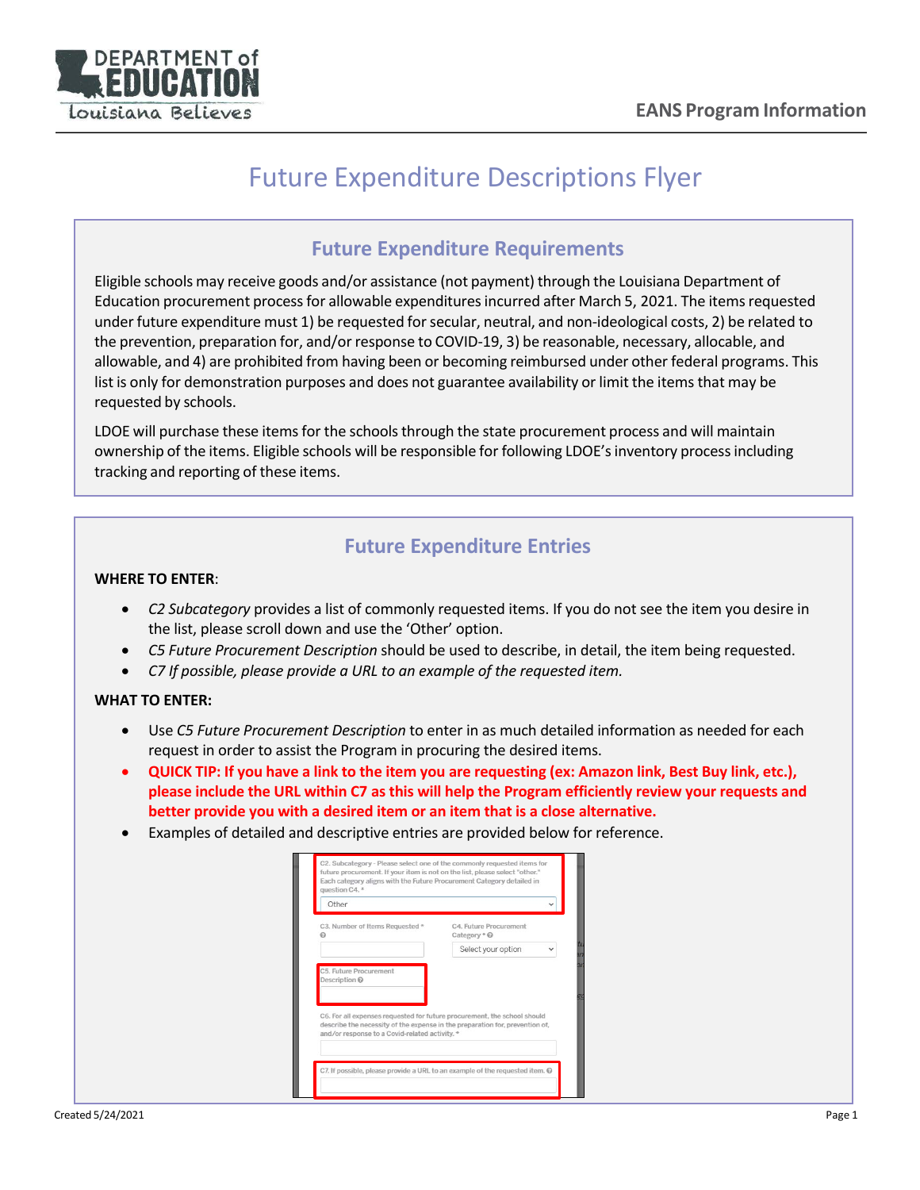# Future Expenditure Descriptions Flyer

## Future Expenditure Requirements

Eligible schools may receive goods and/or assistance (not payment) through the Louisiana Department of Education procurement process for allowable expenditures incurred after March 5, 2021. The items requested under future expenditure must 1) be requested for secular, neutral, and non-ideological costs, 2) be related to the prevention, preparation for, and/or response to COVID-19, 3) be reasonable, necessary, allocable, and allowable, and 4) are prohibited from having been or becoming reimbursed under other federal programs. This list is only for demonstration purposes and does not guarantee availability or limit the items that may be requested by schools.

LDOE will purchase these items for the schools through the state procurement process and will maintain ownership of the items. Eligible schools will be responsible for following LDOE's inventory process including tracking and reporting of these items.

## Future Expenditure Entries

**WHERE TO ENTER**:

- *C2 Subcategory* provides a list of commonly requested items. If you do not see the item you desire in the list, please scroll down and use the 'Other' option.
- *C5 Future Procurement Description* should be used to describe, in detail, the item being requested.
- *C7 If possible, please provide a URL to an example of the requested item.*

**WHAT TO ENTER:**

- Use *C5 Future Procurement Description* to enter in as much detailed information as needed for each request in order to assist the Program in procuring the desired items.
- **QUICK TIP: If you have a link to the item you are requesting (ex: Amazon link, Best Buy link, etc.), please include the URL within C7 as this will help the Program efficiently review your requests and better provide you with a desired item or an item that is a close alternative.**
- Examples of detailed and descriptive entries are provided below for reference.

C2. Subcategory - Please select one of the commonly requested items for future procurement. If your item is not on the list, please select "other." Each category aligns with the Future Procurement Category detailed in question C4. *

Other

C3. Number of Items Requested *

C4. Future Procurement Category *

Select your option

C5. Future Procurement Description

C6. For all expenses requested for future procurement, the school should describe the necessity of the expense in the preparation for, prevention of, and/or response to a Covid-related activity. *

C7. If possible, please provide a URL to an example of the requested item.

Created 5/24/2021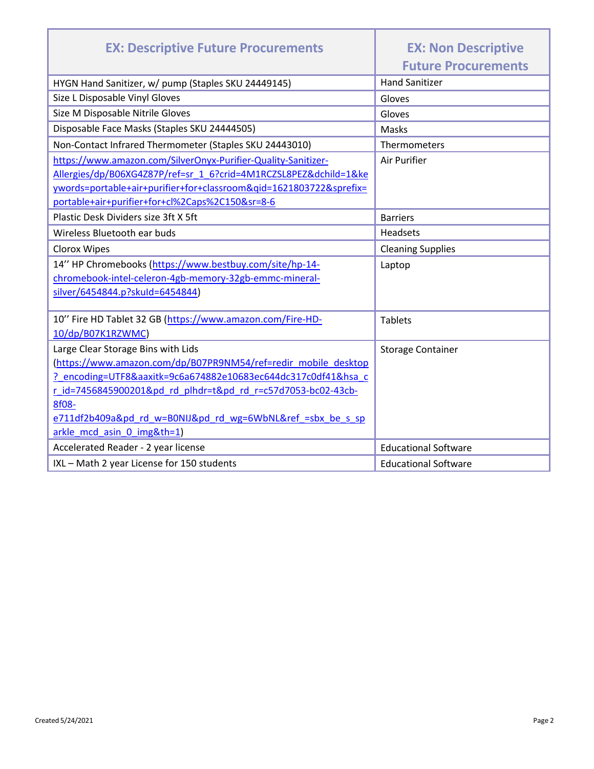| EX: Descriptive Future Procurements | EX: Non Descriptive Future Procurements |
| --- | --- |
| HYGN Hand Sanitizer, w/ pump (Staples SKU 24449145) | Hand Sanitizer |
| Size L Disposable Vinyl Gloves | Gloves |
| Size M Disposable Nitrile Gloves | Gloves |
| Disposable Face Masks (Staples SKU 24444505) | Masks |
| Non-Contact Infrared Thermometer (Staples SKU 24443010) | Thermometers |
| https://www.amazon.com/SilverOnyx-Purifier-Quality-Sanitizer-Allergies/dp/B06XG4Z87P/ref=sr_1_6?crid=4M1RCZSL8PEZ&dchild=1&keywords=portable+air+purifier+for+classroom&qid=1621803722&sprefix=portable+air+purifier+for+cl%2Caps%2C150&sr=8-6 | Air Purifier |
| Plastic Desk Dividers size 3ft X 5ft | Barriers |
| Wireless Bluetooth ear buds | Headsets |
| Clorox Wipes | Cleaning Supplies |
| 14'' HP Chromebooks (https://www.bestbuy.com/site/hp-14-chromebook-intel-celeron-4gb-memory-32gb-emmc-mineral-silver/6454844.p?skuId=6454844) | Laptop |
| 10'' Fire HD Tablet 32 GB (https://www.amazon.com/Fire-HD-10/dp/B07K1RZWMC) | Tablets |
| Large Clear Storage Bins with Lids (https://www.amazon.com/dp/B07PR9NM54/ref=redir_mobile_desktop?_encoding=UTF8&aaxitk=9c6a674882e10683ec644dc317c0df41&hsa_cr_id=7456845900201&pd_rd_plhdr=t&pd_rd_r=c57d7053-bc02-43cb-8f08-e711df2b409a&pd_rd_w=B0NIJ&pd_rd_wg=6WbNL&ref_=sbx_be_s_sparkle_mcd_asin_0_img&th=1) | Storage Container |
| Accelerated Reader - 2 year license | Educational Software |
| IXL – Math 2 year License for 150 students | Educational Software |

Created 5/24/2021